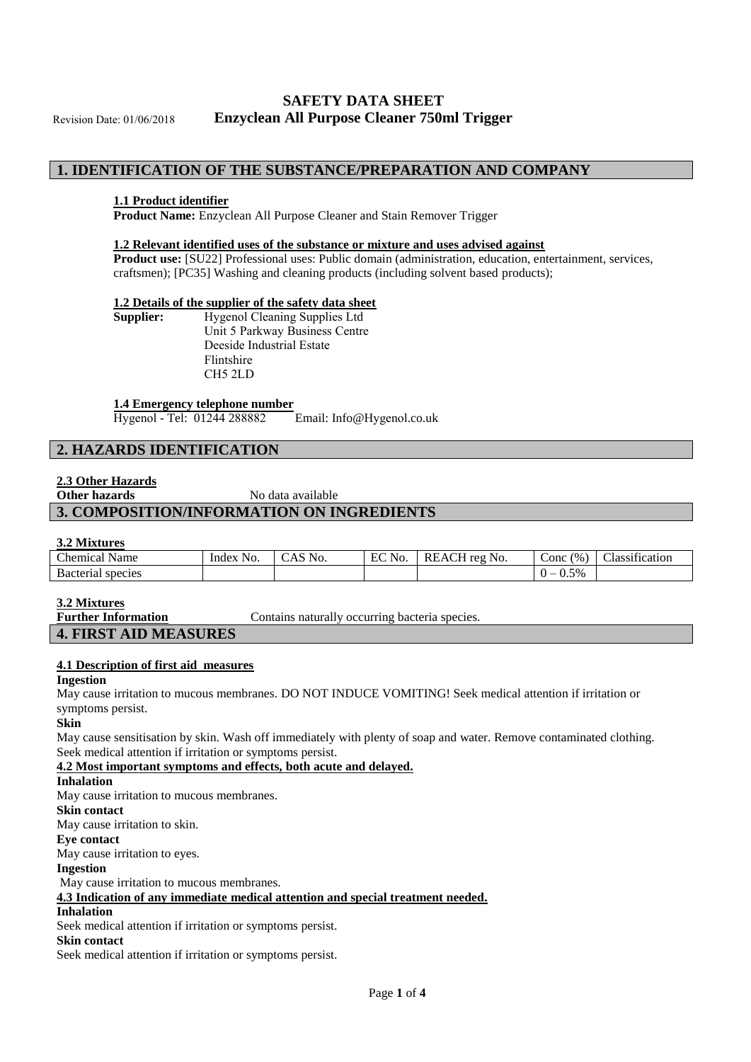# SAFETY DATA SHEET

Revision Date: 01/06/2018 **Enzyclean All Purpose Cleaner 750ml Trigger**

## 1. IDENTIFICATION OF THE SUBSTANCE/PREPARATION AND COMPANY

### 1.1 Product identifier

**Product Name:** Enzyclean All Purpose Cleaner and Stain Remover Trigger

### 1.2 Relevant identified uses of the substance or mixture and uses advised against

**Product use:** [SU22] Professional uses: Public domain (administration, education, entertainment, services, craftsmen); [PC35] Washing and cleaning products (including solvent based products);

### 1.2 Details of the supplier of the safety data sheet

**Supplier:** Hygenol Cleaning Supplies Ltd
Unit 5 Parkway Business Centre
Deeside Industrial Estate
Flintshire
CH5 2LD

### 1.4 Emergency telephone number

Hygenol - Tel: 01244 288882 Email: Info@Hygenol.co.uk

## 2. HAZARDS IDENTIFICATION

### 2.3 Other Hazards

**Other hazards** No data available

## 3. COMPOSITION/INFORMATION ON INGREDIENTS

### 3.2 Mixtures

| Chemical Name | Index No. | CAS No. | EC No. | REACH reg No. | Conc (%) | Classification |
| --- | --- | --- | --- | --- | --- | --- |
| Bacterial species | | | | | 0 – 0.5% | |

### 3.2 Mixtures

**Further Information** Contains naturally occurring bacteria species.

## 4. FIRST AID MEASURES

### 4.1 Description of first aid measures

**Ingestion**

May cause irritation to mucous membranes. DO NOT INDUCE VOMITING! Seek medical attention if irritation or symptoms persist.

**Skin**

May cause sensitisation by skin. Wash off immediately with plenty of soap and water. Remove contaminated clothing. Seek medical attention if irritation or symptoms persist.

### 4.2 Most important symptoms and effects, both acute and delayed.

**Inhalation**

May cause irritation to mucous membranes.

**Skin contact**

May cause irritation to skin.

**Eye contact**

May cause irritation to eyes.

**Ingestion**

May cause irritation to mucous membranes.

### 4.3 Indication of any immediate medical attention and special treatment needed.

**Inhalation**

Seek medical attention if irritation or symptoms persist.

**Skin contact**

Seek medical attention if irritation or symptoms persist.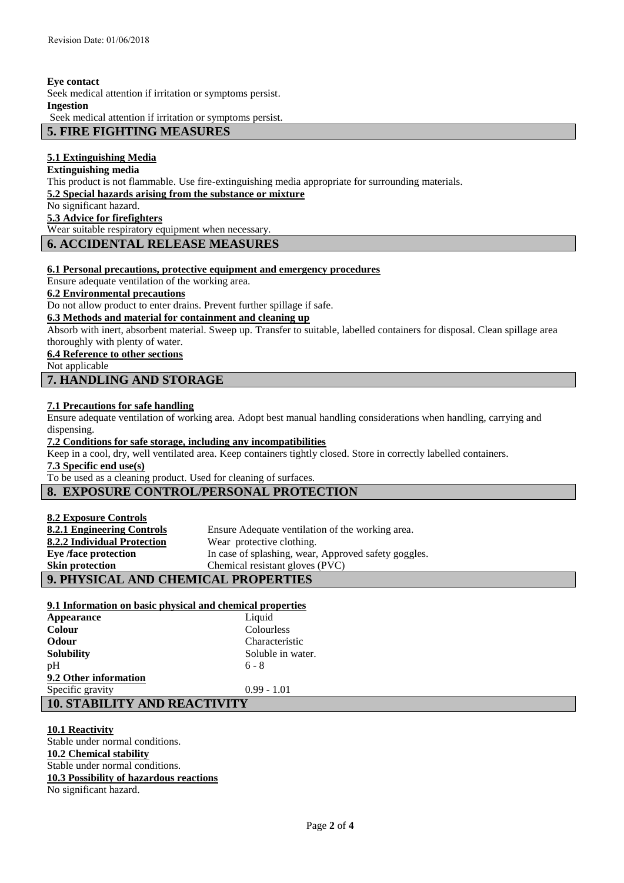**Eye contact**

Seek medical attention if irritation or symptoms persist.

**Ingestion**

Seek medical attention if irritation or symptoms persist.

## 5. FIRE FIGHTING MEASURES

**5.1 Extinguishing Media**

**Extinguishing media**

This product is not flammable. Use fire-extinguishing media appropriate for surrounding materials.

**5.2 Special hazards arising from the substance or mixture**

No significant hazard.

**5.3 Advice for firefighters**

Wear suitable respiratory equipment when necessary.

## 6. ACCIDENTAL RELEASE MEASURES

**6.1 Personal precautions, protective equipment and emergency procedures**

Ensure adequate ventilation of the working area.

**6.2 Environmental precautions**

Do not allow product to enter drains. Prevent further spillage if safe.

**6.3 Methods and material for containment and cleaning up**

Absorb with inert, absorbent material. Sweep up. Transfer to suitable, labelled containers for disposal. Clean spillage area thoroughly with plenty of water.

**6.4 Reference to other sections**

Not applicable

## 7. HANDLING AND STORAGE

**7.1 Precautions for safe handling**

Ensure adequate ventilation of working area. Adopt best manual handling considerations when handling, carrying and dispensing.

**7.2 Conditions for safe storage, including any incompatibilities**

Keep in a cool, dry, well ventilated area. Keep containers tightly closed. Store in correctly labelled containers.

**7.3 Specific end use(s)**

To be used as a cleaning product. Used for cleaning of surfaces.

## 8. EXPOSURE CONTROL/PERSONAL PROTECTION

**8.2 Exposure Controls**

| | |
|---|---|
| **8.2.1 Engineering Controls** | Ensure Adequate ventilation of the working area. |
| **8.2.2 Individual Protection** | Wear protective clothing. |
| **Eye /face protection** | In case of splashing, wear, Approved safety goggles. |
| **Skin protection** | Chemical resistant gloves (PVC) |

## 9. PHYSICAL AND CHEMICAL PROPERTIES

**9.1 Information on basic physical and chemical properties**

| | |
|---|---|
| **Appearance** | Liquid |
| **Colour** | Colourless |
| **Odour** | Characteristic |
| **Solubility** | Soluble in water. |
| pH | 6 - 8 |
| **9.2 Other information** | |
| Specific gravity | 0.99 - 1.01 |

## 10. STABILITY AND REACTIVITY

**10.1 Reactivity**

Stable under normal conditions.

**10.2 Chemical stability**

Stable under normal conditions.

**10.3 Possibility of hazardous reactions**

No significant hazard.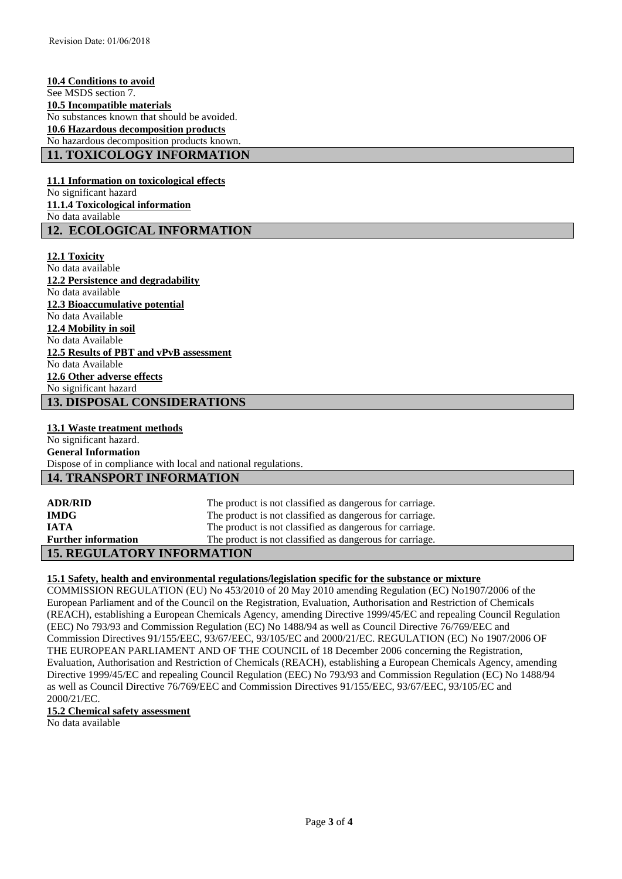### 10.4 Conditions to avoid

See MSDS section 7.

### 10.5 Incompatible materials

No substances known that should be avoided.

### 10.6 Hazardous decomposition products

No hazardous decomposition products known.

## 11. TOXICOLOGY INFORMATION

### 11.1 Information on toxicological effects

No significant hazard

### 11.1.4 Toxicological information

No data available

## 12. ECOLOGICAL INFORMATION

### 12.1 Toxicity

No data available

### 12.2 Persistence and degradability

No data available

### 12.3 Bioaccumulative potential

No data Available

### 12.4 Mobility in soil

No data Available

### 12.5 Results of PBT and vPvB assessment

No data Available

### 12.6 Other adverse effects

No significant hazard

## 13. DISPOSAL CONSIDERATIONS

### 13.1 Waste treatment methods

No significant hazard.

**General Information**

Dispose of in compliance with local and national regulations.

## 14. TRANSPORT INFORMATION

| | |
|---|---|
| **ADR/RID** | The product is not classified as dangerous for carriage. |
| **IMDG** | The product is not classified as dangerous for carriage. |
| **IATA** | The product is not classified as dangerous for carriage. |
| **Further information** | The product is not classified as dangerous for carriage. |

## 15. REGULATORY INFORMATION

### 15.1 Safety, health and environmental regulations/legislation specific for the substance or mixture

COMMISSION REGULATION (EU) No 453/2010 of 20 May 2010 amending Regulation (EC) No1907/2006 of the European Parliament and of the Council on the Registration, Evaluation, Authorisation and Restriction of Chemicals (REACH), establishing a European Chemicals Agency, amending Directive 1999/45/EC and repealing Council Regulation (EEC) No 793/93 and Commission Regulation (EC) No 1488/94 as well as Council Directive 76/769/EEC and Commission Directives 91/155/EEC, 93/67/EEC, 93/105/EC and 2000/21/EC. REGULATION (EC) No 1907/2006 OF THE EUROPEAN PARLIAMENT AND OF THE COUNCIL of 18 December 2006 concerning the Registration, Evaluation, Authorisation and Restriction of Chemicals (REACH), establishing a European Chemicals Agency, amending Directive 1999/45/EC and repealing Council Regulation (EEC) No 793/93 and Commission Regulation (EC) No 1488/94 as well as Council Directive 76/769/EEC and Commission Directives 91/155/EEC, 93/67/EEC, 93/105/EC and 2000/21/EC.

### 15.2 Chemical safety assessment

No data available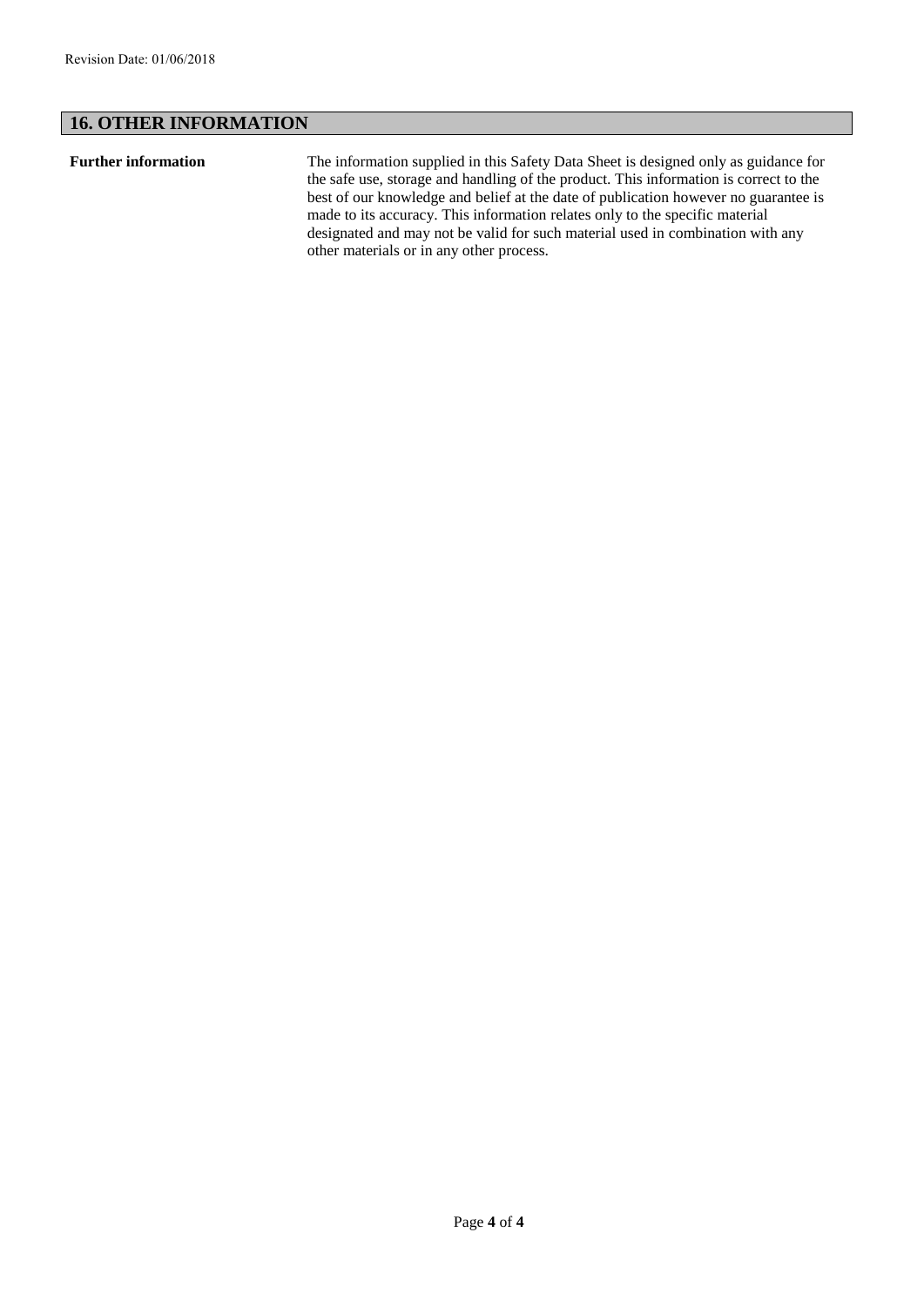## 16. OTHER INFORMATION

**Further information**

The information supplied in this Safety Data Sheet is designed only as guidance for the safe use, storage and handling of the product. This information is correct to the best of our knowledge and belief at the date of publication however no guarantee is made to its accuracy. This information relates only to the specific material designated and may not be valid for such material used in combination with any other materials or in any other process.